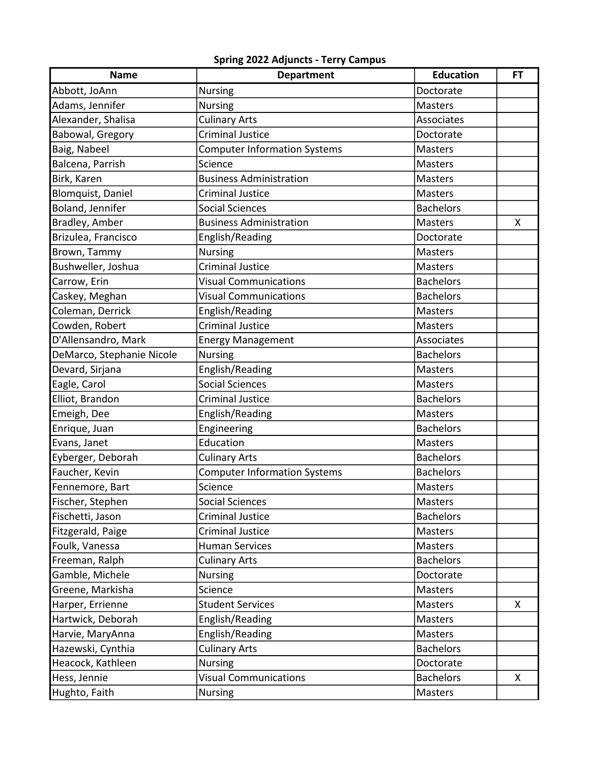**Spring 2022 Adjuncts - Terry Campus**

| Name | Department | Education | FT |
|---|---|---|---|
| Abbott, JoAnn | Nursing | Doctorate | |
| Adams, Jennifer | Nursing | Masters | |
| Alexander, Shalisa | Culinary Arts | Associates | |
| Babowal, Gregory | Criminal Justice | Doctorate | |
| Baig, Nabeel | Computer Information Systems | Masters | |
| Balcena, Parrish | Science | Masters | |
| Birk, Karen | Business Administration | Masters | |
| Blomquist, Daniel | Criminal Justice | Masters | |
| Boland, Jennifer | Social Sciences | Bachelors | |
| Bradley, Amber | Business Administration | Masters | X |
| Brizulea, Francisco | English/Reading | Doctorate | |
| Brown, Tammy | Nursing | Masters | |
| Bushweller, Joshua | Criminal Justice | Masters | |
| Carrow, Erin | Visual Communications | Bachelors | |
| Caskey, Meghan | Visual Communications | Bachelors | |
| Coleman, Derrick | English/Reading | Masters | |
| Cowden, Robert | Criminal Justice | Masters | |
| D'Allensandro, Mark | Energy Management | Associates | |
| DeMarco, Stephanie Nicole | Nursing | Bachelors | |
| Devard, Sirjana | English/Reading | Masters | |
| Eagle, Carol | Social Sciences | Masters | |
| Elliot, Brandon | Criminal Justice | Bachelors | |
| Emeigh, Dee | English/Reading | Masters | |
| Enrique, Juan | Engineering | Bachelors | |
| Evans, Janet | Education | Masters | |
| Eyberger, Deborah | Culinary Arts | Bachelors | |
| Faucher, Kevin | Computer Information Systems | Bachelors | |
| Fennemore, Bart | Science | Masters | |
| Fischer, Stephen | Social Sciences | Masters | |
| Fischetti, Jason | Criminal Justice | Bachelors | |
| Fitzgerald, Paige | Criminal Justice | Masters | |
| Foulk, Vanessa | Human Services | Masters | |
| Freeman, Ralph | Culinary Arts | Bachelors | |
| Gamble, Michele | Nursing | Doctorate | |
| Greene, Markisha | Science | Masters | |
| Harper, Errienne | Student Services | Masters | X |
| Hartwick, Deborah | English/Reading | Masters | |
| Harvie, MaryAnna | English/Reading | Masters | |
| Hazewski, Cynthia | Culinary Arts | Bachelors | |
| Heacock, Kathleen | Nursing | Doctorate | |
| Hess, Jennie | Visual Communications | Bachelors | X |
| Hughto, Faith | Nursing | Masters | |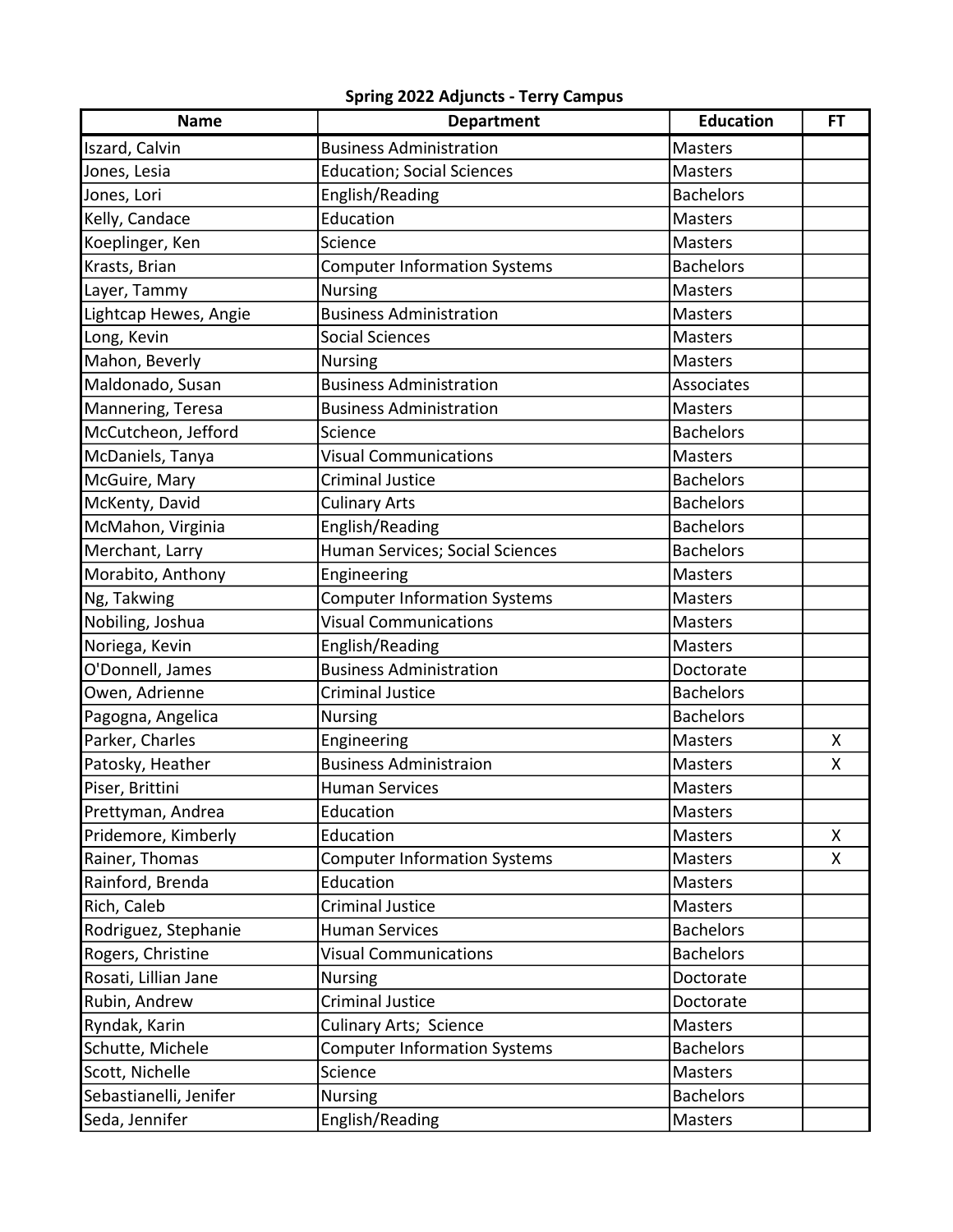**Spring 2022 Adjuncts - Terry Campus**

| Name | Department | Education | FT |
|---|---|---|---|
| Iszard, Calvin | Business Administration | Masters | |
| Jones, Lesia | Education; Social Sciences | Masters | |
| Jones, Lori | English/Reading | Bachelors | |
| Kelly, Candace | Education | Masters | |
| Koeplinger, Ken | Science | Masters | |
| Krasts, Brian | Computer Information Systems | Bachelors | |
| Layer, Tammy | Nursing | Masters | |
| Lightcap Hewes, Angie | Business Administration | Masters | |
| Long, Kevin | Social Sciences | Masters | |
| Mahon, Beverly | Nursing | Masters | |
| Maldonado, Susan | Business Administration | Associates | |
| Mannering, Teresa | Business Administration | Masters | |
| McCutcheon, Jefford | Science | Bachelors | |
| McDaniels, Tanya | Visual Communications | Masters | |
| McGuire, Mary | Criminal Justice | Bachelors | |
| McKenty, David | Culinary Arts | Bachelors | |
| McMahon, Virginia | English/Reading | Bachelors | |
| Merchant, Larry | Human Services; Social Sciences | Bachelors | |
| Morabito, Anthony | Engineering | Masters | |
| Ng, Takwing | Computer Information Systems | Masters | |
| Nobiling, Joshua | Visual Communications | Masters | |
| Noriega, Kevin | English/Reading | Masters | |
| O'Donnell, James | Business Administration | Doctorate | |
| Owen, Adrienne | Criminal Justice | Bachelors | |
| Pagogna, Angelica | Nursing | Bachelors | |
| Parker, Charles | Engineering | Masters | X |
| Patosky, Heather | Business Administraion | Masters | X |
| Piser, Brittini | Human Services | Masters | |
| Prettyman, Andrea | Education | Masters | |
| Pridemore, Kimberly | Education | Masters | X |
| Rainer, Thomas | Computer Information Systems | Masters | X |
| Rainford, Brenda | Education | Masters | |
| Rich, Caleb | Criminal Justice | Masters | |
| Rodriguez, Stephanie | Human Services | Bachelors | |
| Rogers, Christine | Visual Communications | Bachelors | |
| Rosati, Lillian Jane | Nursing | Doctorate | |
| Rubin, Andrew | Criminal Justice | Doctorate | |
| Ryndak, Karin | Culinary Arts; Science | Masters | |
| Schutte, Michele | Computer Information Systems | Bachelors | |
| Scott, Nichelle | Science | Masters | |
| Sebastianelli, Jenifer | Nursing | Bachelors | |
| Seda, Jennifer | English/Reading | Masters | |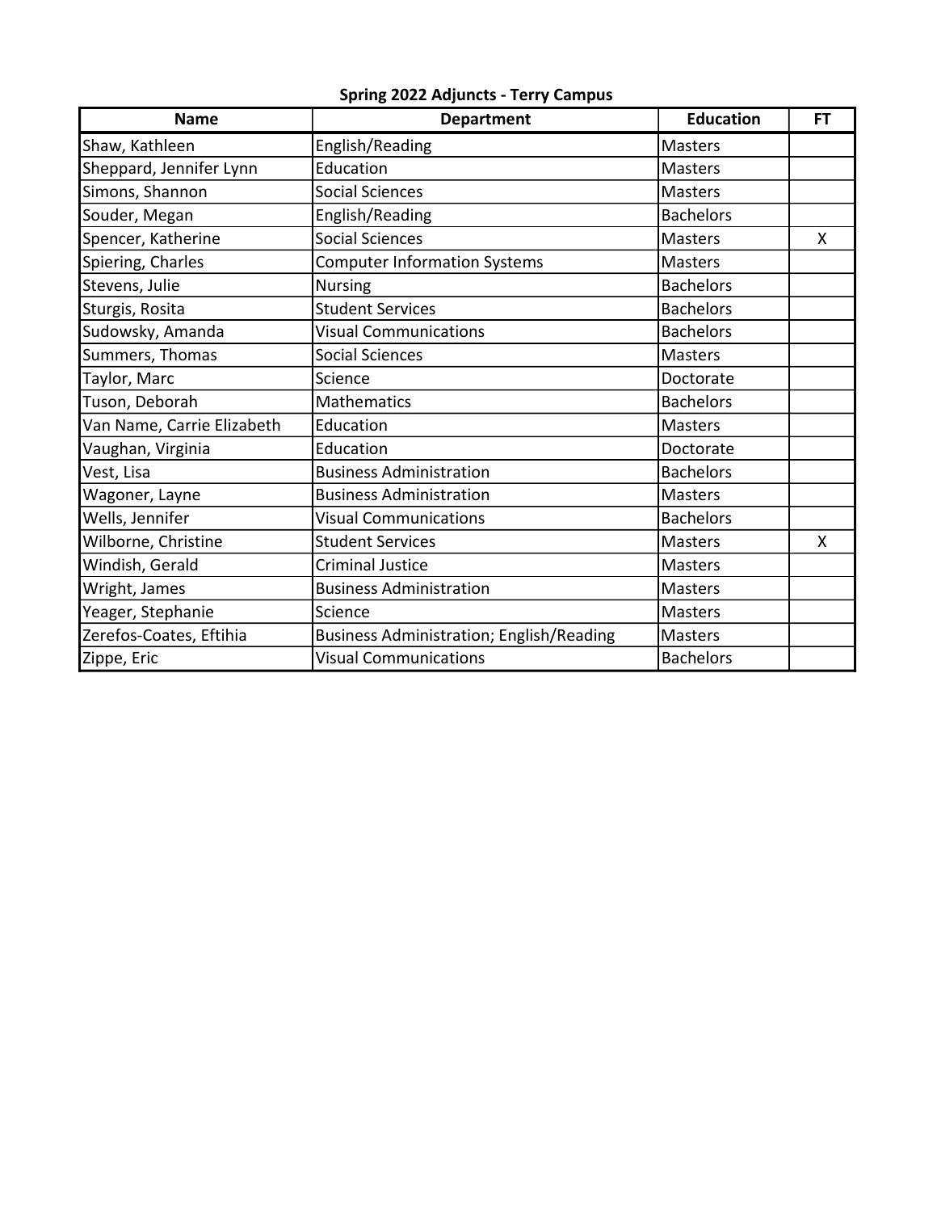**Spring 2022 Adjuncts - Terry Campus**

| Name | Department | Education | FT |
|---|---|---|---|
| Shaw, Kathleen | English/Reading | Masters | |
| Sheppard, Jennifer Lynn | Education | Masters | |
| Simons, Shannon | Social Sciences | Masters | |
| Souder, Megan | English/Reading | Bachelors | |
| Spencer, Katherine | Social Sciences | Masters | X |
| Spiering, Charles | Computer Information Systems | Masters | |
| Stevens, Julie | Nursing | Bachelors | |
| Sturgis, Rosita | Student Services | Bachelors | |
| Sudowsky, Amanda | Visual Communications | Bachelors | |
| Summers, Thomas | Social Sciences | Masters | |
| Taylor, Marc | Science | Doctorate | |
| Tuson, Deborah | Mathematics | Bachelors | |
| Van Name, Carrie Elizabeth | Education | Masters | |
| Vaughan, Virginia | Education | Doctorate | |
| Vest, Lisa | Business Administration | Bachelors | |
| Wagoner, Layne | Business Administration | Masters | |
| Wells, Jennifer | Visual Communications | Bachelors | |
| Wilborne, Christine | Student Services | Masters | X |
| Windish, Gerald | Criminal Justice | Masters | |
| Wright, James | Business Administration | Masters | |
| Yeager, Stephanie | Science | Masters | |
| Zerefos-Coates, Eftihia | Business Administration; English/Reading | Masters | |
| Zippe, Eric | Visual Communications | Bachelors | |